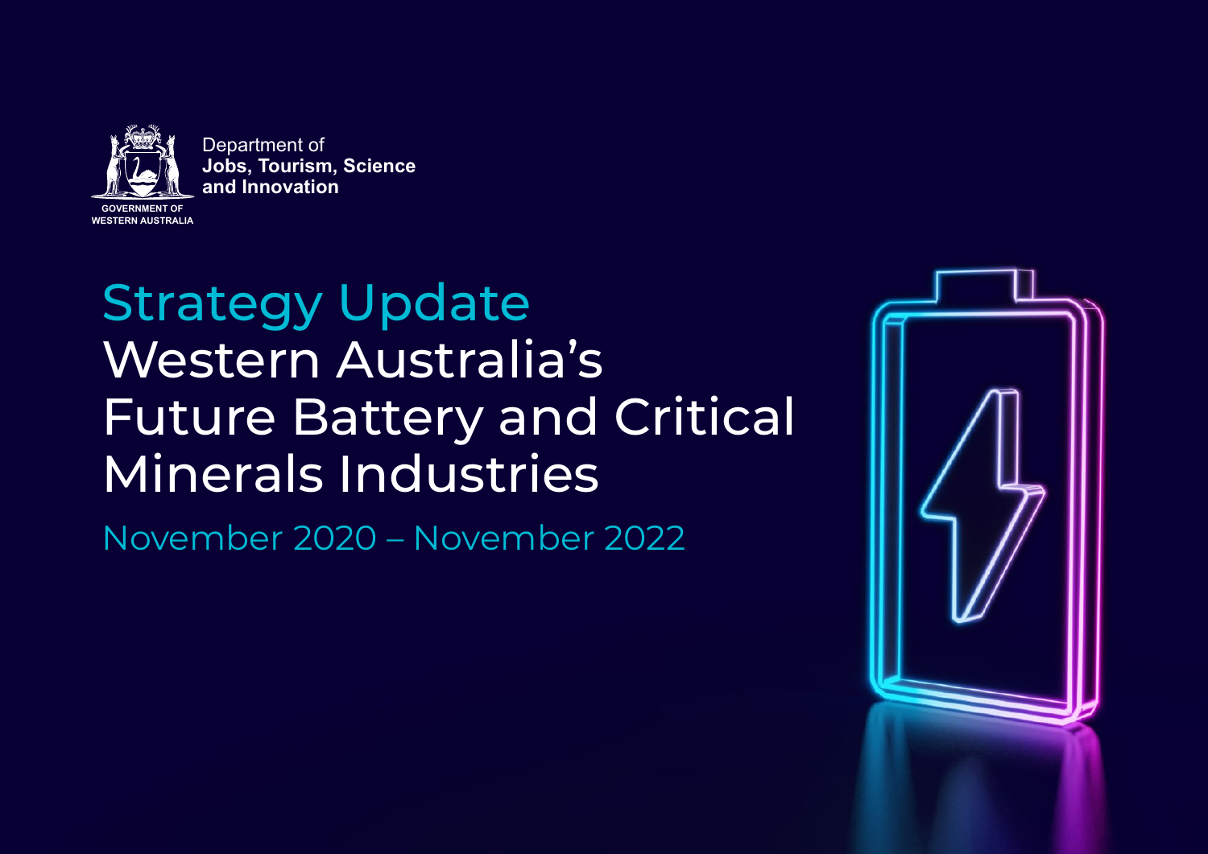Department of
**Jobs, Tourism, Science and Innovation**

GOVERNMENT OF
WESTERN AUSTRALIA

# Strategy Update

# Western Australia's Future Battery and Critical Minerals Industries

November 2020 – November 2022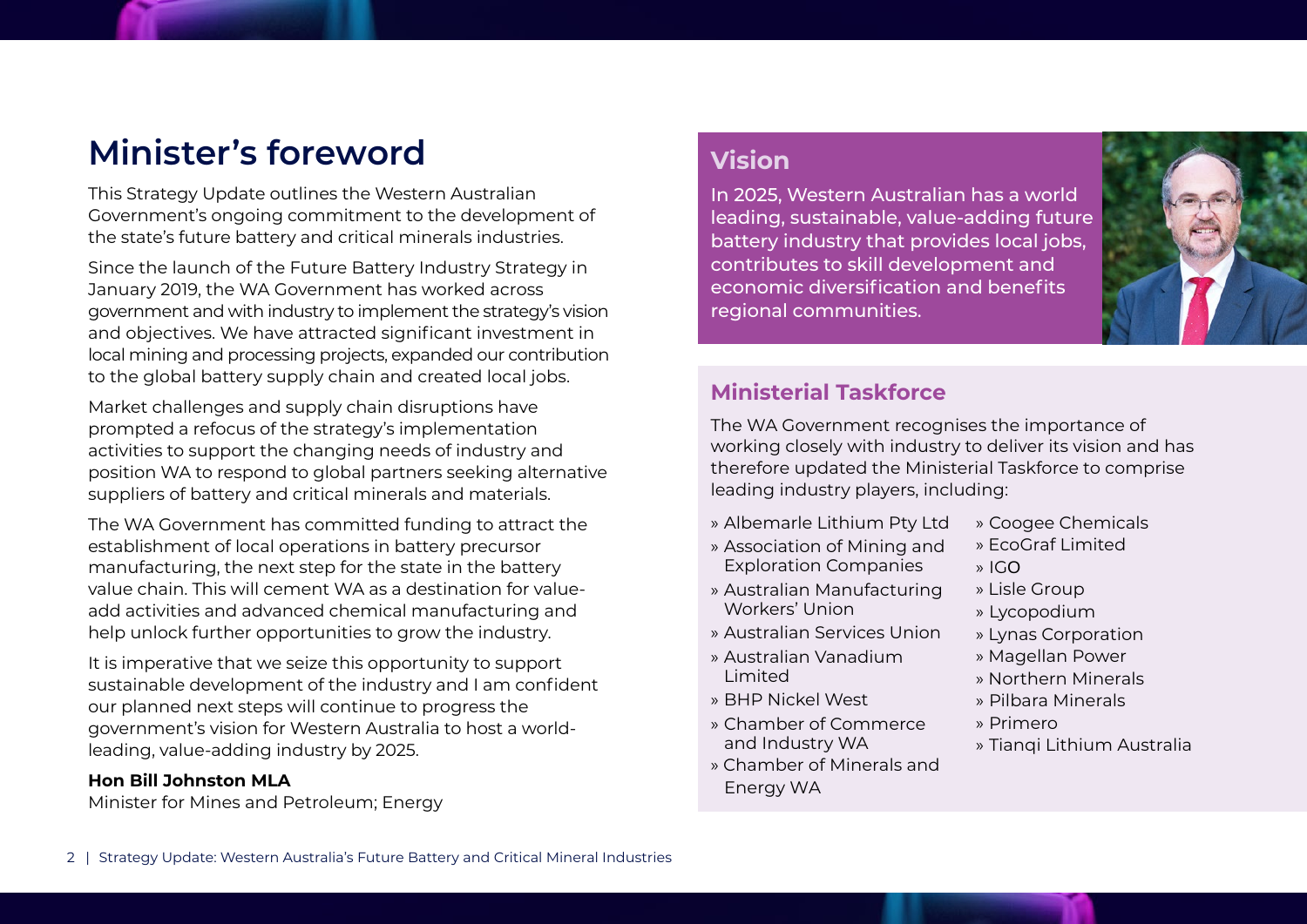# Minister's foreword

This Strategy Update outlines the Western Australian Government's ongoing commitment to the development of the state's future battery and critical minerals industries.

Since the launch of the Future Battery Industry Strategy in January 2019, the WA Government has worked across government and with industry to implement the strategy's vision and objectives. We have attracted significant investment in local mining and processing projects, expanded our contribution to the global battery supply chain and created local jobs.

Market challenges and supply chain disruptions have prompted a refocus of the strategy's implementation activities to support the changing needs of industry and position WA to respond to global partners seeking alternative suppliers of battery and critical minerals and materials.

The WA Government has committed funding to attract the establishment of local operations in battery precursor manufacturing, the next step for the state in the battery value chain. This will cement WA as a destination for value-add activities and advanced chemical manufacturing and help unlock further opportunities to grow the industry.

It is imperative that we seize this opportunity to support sustainable development of the industry and I am confident our planned next steps will continue to progress the government's vision for Western Australia to host a world-leading, value-adding industry by 2025.

**Hon Bill Johnston MLA**
Minister for Mines and Petroleum; Energy

## Vision

In 2025, Western Australian has a world leading, sustainable, value-adding future battery industry that provides local jobs, contributes to skill development and economic diversification and benefits regional communities.

## Ministerial Taskforce

The WA Government recognises the importance of working closely with industry to deliver its vision and has therefore updated the Ministerial Taskforce to comprise leading industry players, including:

- Albemarle Lithium Pty Ltd
- Association of Mining and Exploration Companies
- Australian Manufacturing Workers' Union
- Australian Services Union
- Australian Vanadium Limited
- BHP Nickel West
- Chamber of Commerce and Industry WA
- Chamber of Minerals and Energy WA
- Coogee Chemicals
- EcoGraf Limited
- IGO
- Lisle Group
- Lycopodium
- Lynas Corporation
- Magellan Power
- Northern Minerals
- Pilbara Minerals
- Primero
- Tianqi Lithium Australia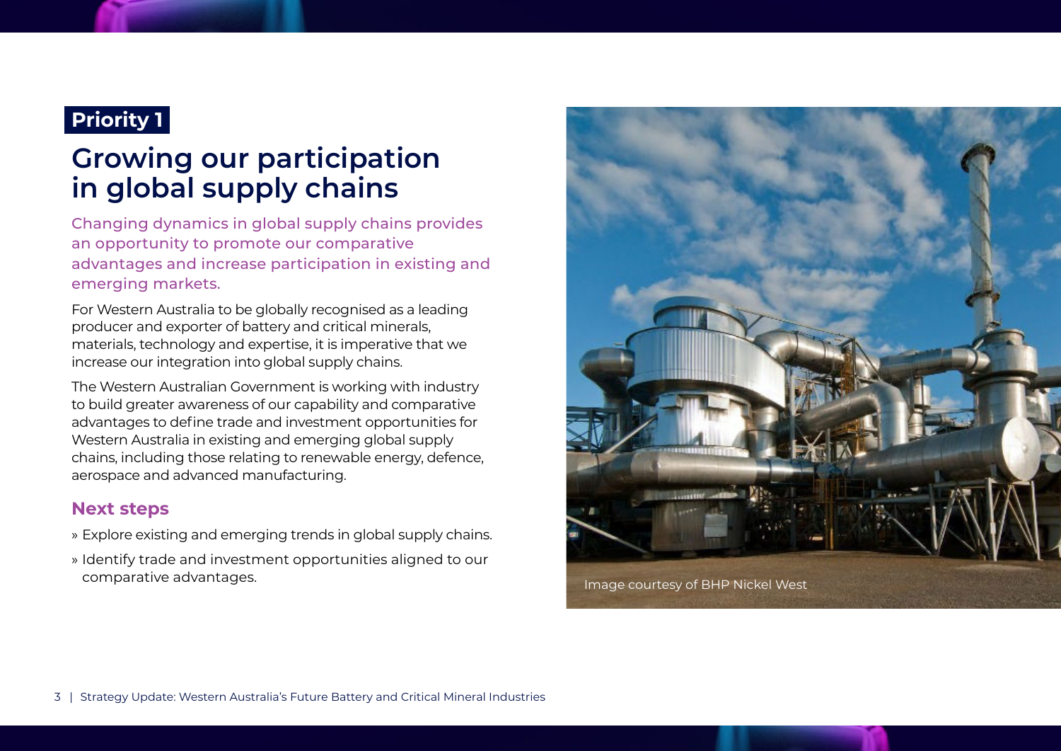Priority 1

# Growing our participation in global supply chains

Changing dynamics in global supply chains provides an opportunity to promote our comparative advantages and increase participation in existing and emerging markets.

For Western Australia to be globally recognised as a leading producer and exporter of battery and critical minerals, materials, technology and expertise, it is imperative that we increase our integration into global supply chains.

The Western Australian Government is working with industry to build greater awareness of our capability and comparative advantages to define trade and investment opportunities for Western Australia in existing and emerging global supply chains, including those relating to renewable energy, defence, aerospace and advanced manufacturing.

## Next steps

- Explore existing and emerging trends in global supply chains.
- Identify trade and investment opportunities aligned to our comparative advantages.

Image courtesy of BHP Nickel West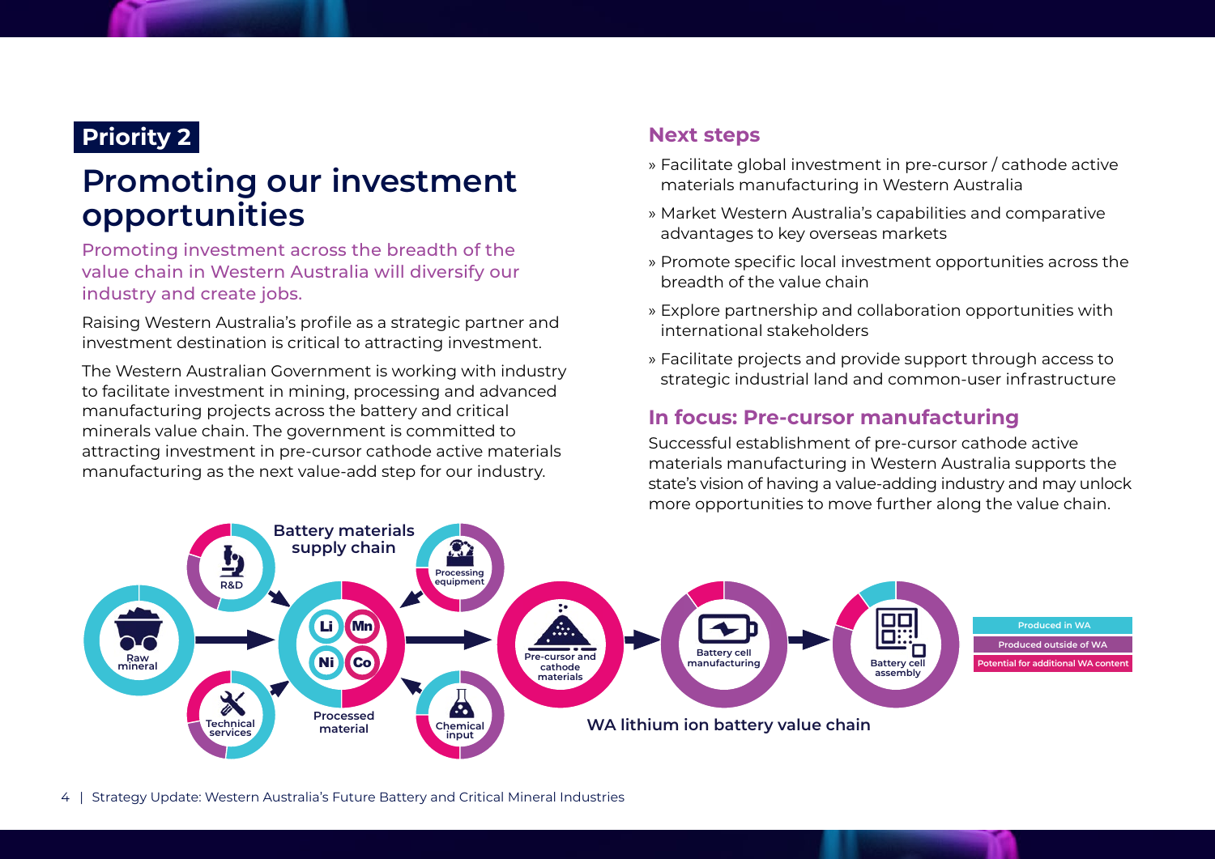**Priority 2**

# Promoting our investment opportunities

Promoting investment across the breadth of the value chain in Western Australia will diversify our industry and create jobs.

Raising Western Australia's profile as a strategic partner and investment destination is critical to attracting investment.

The Western Australian Government is working with industry to facilitate investment in mining, processing and advanced manufacturing projects across the battery and critical minerals value chain. The government is committed to attracting investment in pre-cursor cathode active materials manufacturing as the next value-add step for our industry.

## Next steps

- Facilitate global investment in pre-cursor / cathode active materials manufacturing in Western Australia
- Market Western Australia's capabilities and comparative advantages to key overseas markets
- Promote specific local investment opportunities across the breadth of the value chain
- Explore partnership and collaboration opportunities with international stakeholders
- Facilitate projects and provide support through access to strategic industrial land and common-user infrastructure

## In focus: Pre-cursor manufacturing

Successful establishment of pre-cursor cathode active materials manufacturing in Western Australia supports the state's vision of having a value-adding industry and may unlock more opportunities to move further along the value chain.

Battery materials supply chain

Raw mineral → Processed material (Li, Mn, Ni, Co) ← R&D, Technical services, Processing equipment, Chemical input

→ Pre-cursor and cathode materials → Battery cell manufacturing → Battery cell assembly

WA lithium ion battery value chain

- Produced in WA
- Produced outside of WA
- Potential for additional WA content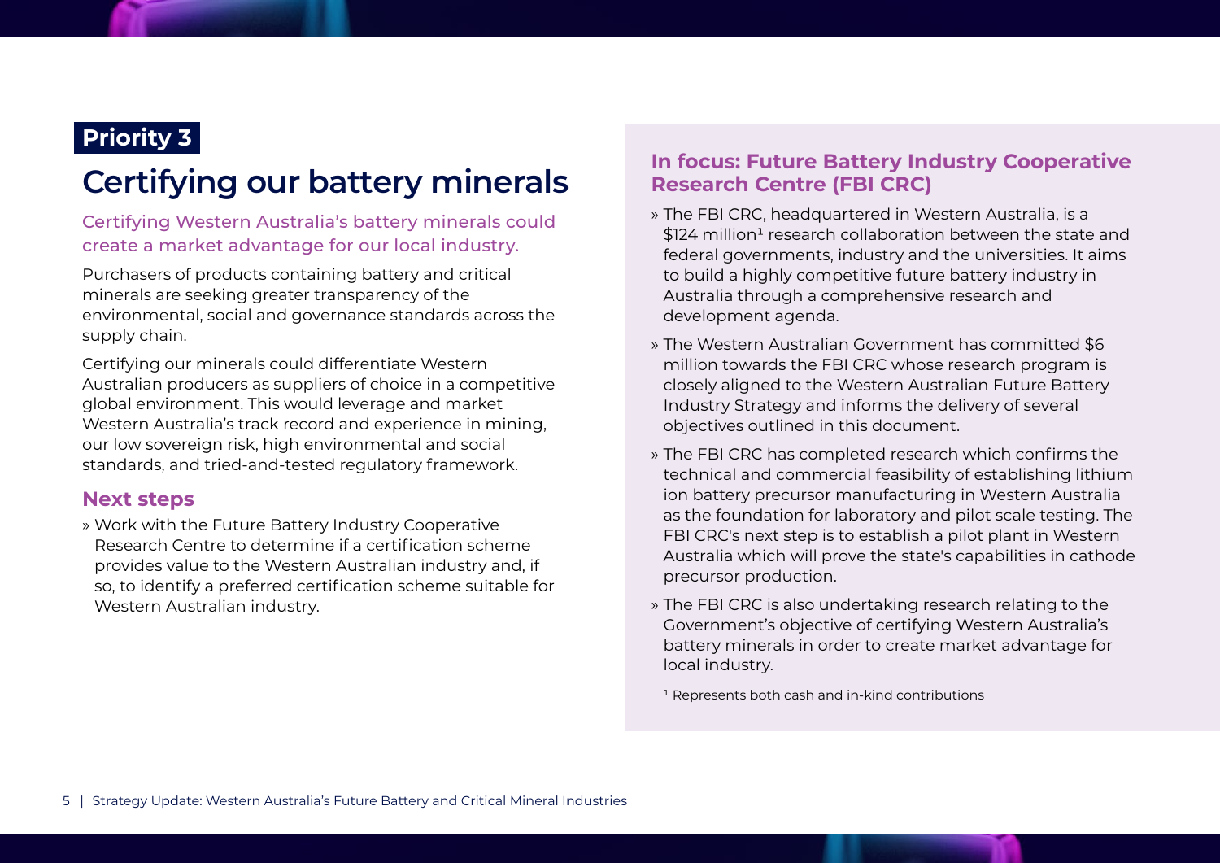**Priority 3**

# Certifying our battery minerals

Certifying Western Australia's battery minerals could create a market advantage for our local industry.

Purchasers of products containing battery and critical minerals are seeking greater transparency of the environmental, social and governance standards across the supply chain.

Certifying our minerals could differentiate Western Australian producers as suppliers of choice in a competitive global environment. This would leverage and market Western Australia's track record and experience in mining, our low sovereign risk, high environmental and social standards, and tried-and-tested regulatory framework.

## Next steps

- Work with the Future Battery Industry Cooperative Research Centre to determine if a certification scheme provides value to the Western Australian industry and, if so, to identify a preferred certification scheme suitable for Western Australian industry.

## In focus: Future Battery Industry Cooperative Research Centre (FBI CRC)

- The FBI CRC, headquartered in Western Australia, is a \$124 million[1] research collaboration between the state and federal governments, industry and the universities. It aims to build a highly competitive future battery industry in Australia through a comprehensive research and development agenda.
- The Western Australian Government has committed \$6 million towards the FBI CRC whose research program is closely aligned to the Western Australian Future Battery Industry Strategy and informs the delivery of several objectives outlined in this document.
- The FBI CRC has completed research which confirms the technical and commercial feasibility of establishing lithium ion battery precursor manufacturing in Western Australia as the foundation for laboratory and pilot scale testing. The FBI CRC's next step is to establish a pilot plant in Western Australia which will prove the state's capabilities in cathode precursor production.
- The FBI CRC is also undertaking research relating to the Government's objective of certifying Western Australia's battery minerals in order to create market advantage for local industry.

[1] Represents both cash and in-kind contributions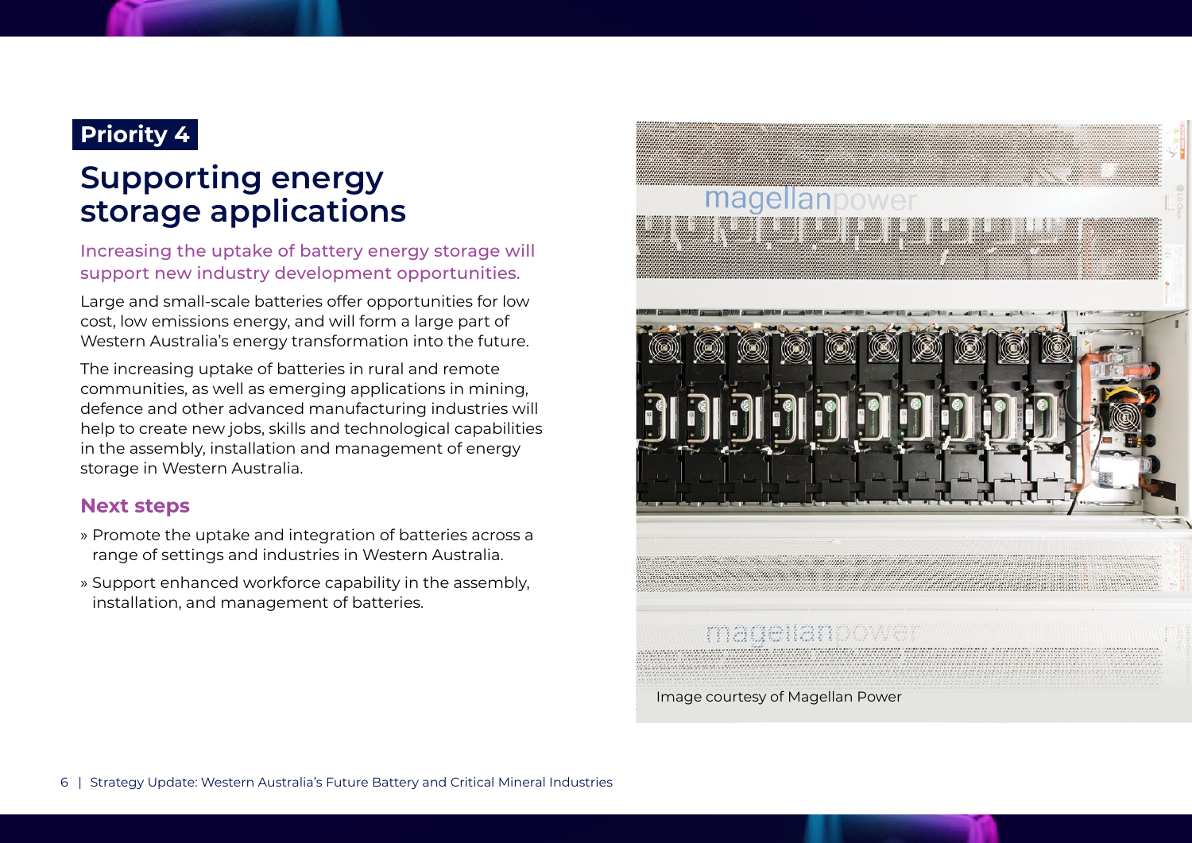Priority 4

# Supporting energy storage applications

Increasing the uptake of battery energy storage will support new industry development opportunities.

Large and small-scale batteries offer opportunities for low cost, low emissions energy, and will form a large part of Western Australia's energy transformation into the future.

The increasing uptake of batteries in rural and remote communities, as well as emerging applications in mining, defence and other advanced manufacturing industries will help to create new jobs, skills and technological capabilities in the assembly, installation and management of energy storage in Western Australia.

## Next steps

- Promote the uptake and integration of batteries across a range of settings and industries in Western Australia.
- Support enhanced workforce capability in the assembly, installation, and management of batteries.

Image courtesy of Magellan Power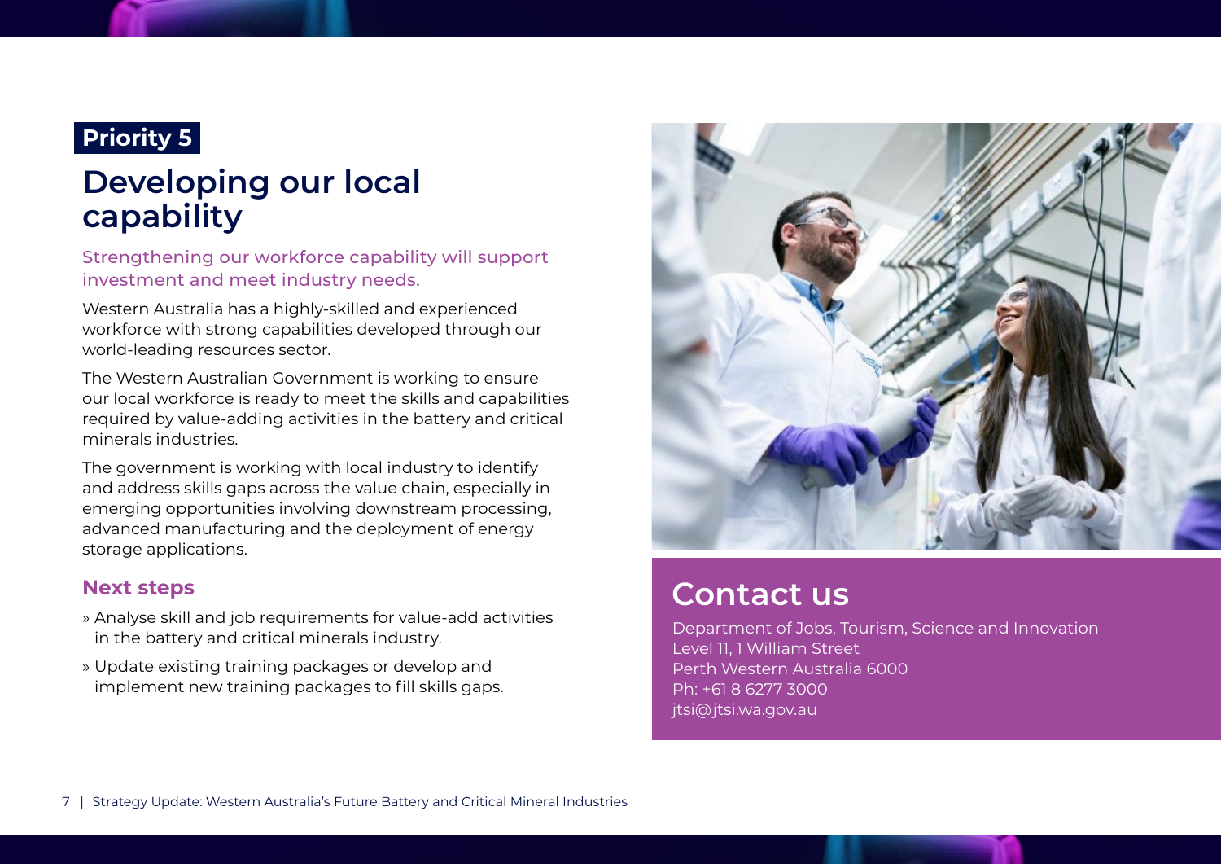Priority 5

# Developing our local capability

Strengthening our workforce capability will support investment and meet industry needs.

Western Australia has a highly-skilled and experienced workforce with strong capabilities developed through our world-leading resources sector.

The Western Australian Government is working to ensure our local workforce is ready to meet the skills and capabilities required by value-adding activities in the battery and critical minerals industries.

The government is working with local industry to identify and address skills gaps across the value chain, especially in emerging opportunities involving downstream processing, advanced manufacturing and the deployment of energy storage applications.

## Next steps

» Analyse skill and job requirements for value-add activities in the battery and critical minerals industry.

» Update existing training packages or develop and implement new training packages to fill skills gaps.

## Contact us

Department of Jobs, Tourism, Science and Innovation
Level 11, 1 William Street
Perth Western Australia 6000
Ph: +61 8 6277 3000
jtsi@jtsi.wa.gov.au